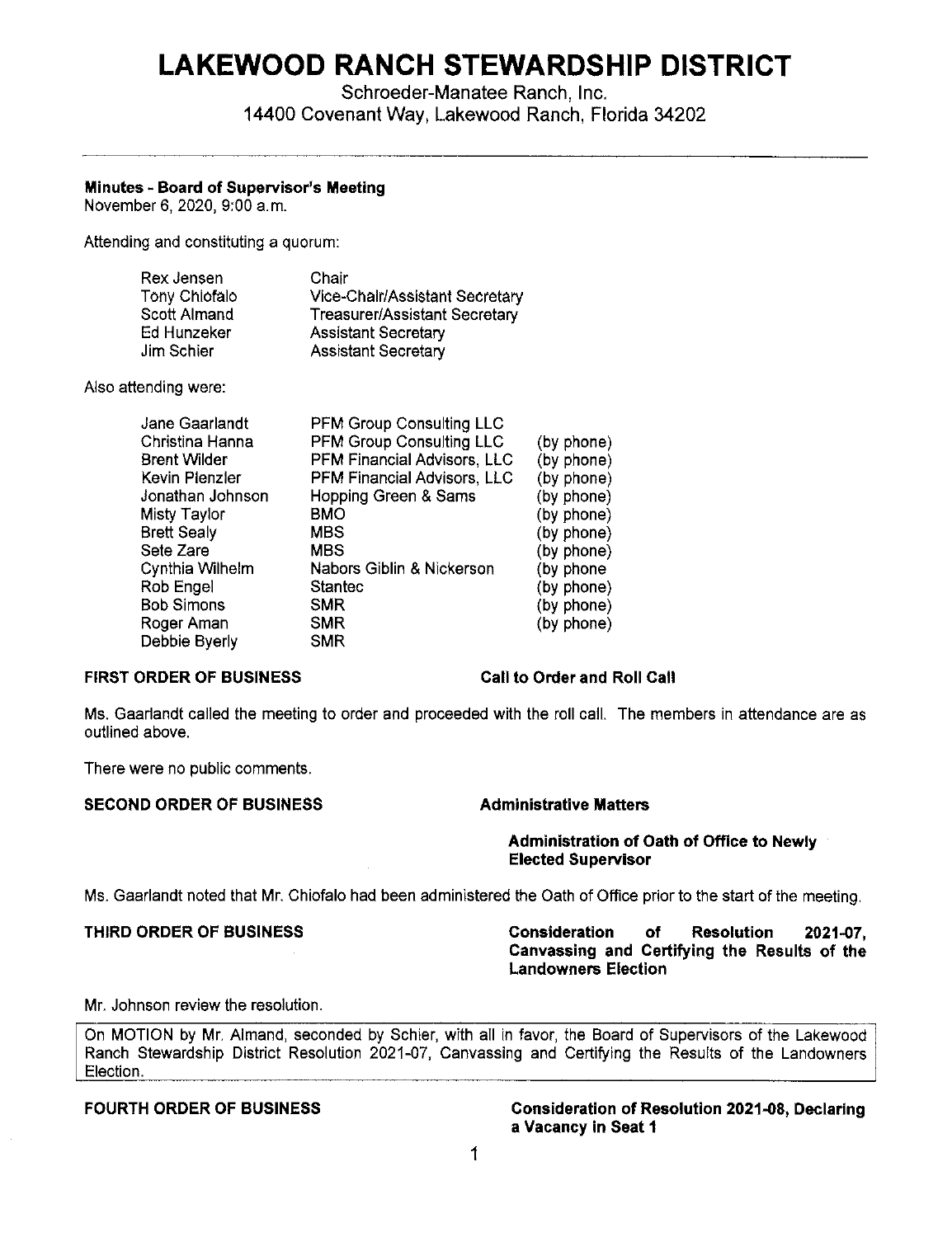# LAKEWOOD RANCH STEWARDSHIP DISTRICT

Schroeder-Manatee Ranch, Inc.
14400 Covenant Way, Lakewood Ranch, Florida 34202

**Minutes - Board of Supervisor's Meeting**
November 6, 2020, 9:00 a.m.

Attending and constituting a quorum:

| | |
|---|---|
| Rex Jensen | Chair |
| Tony Chiofalo | Vice-Chair/Assistant Secretary |
| Scott Almand | Treasurer/Assistant Secretary |
| Ed Hunzeker | Assistant Secretary |
| Jim Schier | Assistant Secretary |

Also attending were:

| | | |
|---|---|---|
| Jane Gaarlandt | PFM Group Consulting LLC | |
| Christina Hanna | PFM Group Consulting LLC | (by phone) |
| Brent Wilder | PFM Financial Advisors, LLC | (by phone) |
| Kevin Plenzler | PFM Financial Advisors, LLC | (by phone) |
| Jonathan Johnson | Hopping Green & Sams | (by phone) |
| Misty Taylor | BMO | (by phone) |
| Brett Sealy | MBS | (by phone) |
| Sete Zare | MBS | (by phone) |
| Cynthia Wilhelm | Nabors Giblin & Nickerson | (by phone |
| Rob Engel | Stantec | (by phone) |
| Bob Simons | SMR | (by phone) |
| Roger Aman | SMR | (by phone) |
| Debbie Byerly | SMR | |

**FIRST ORDER OF BUSINESS** **Call to Order and Roll Call**

Ms. Gaarlandt called the meeting to order and proceeded with the roll call. The members in attendance are as outlined above.

There were no public comments.

**SECOND ORDER OF BUSINESS** **Administrative Matters**

**Administration of Oath of Office to Newly Elected Supervisor**

Ms. Gaarlandt noted that Mr. Chiofalo had been administered the Oath of Office prior to the start of the meeting.

**THIRD ORDER OF BUSINESS** **Consideration of Resolution 2021-07, Canvassing and Certifying the Results of the Landowners Election**

Mr. Johnson review the resolution.

> On MOTION by Mr. Almand, seconded by Schier, with all in favor, the Board of Supervisors of the Lakewood Ranch Stewardship District Resolution 2021-07, Canvassing and Certifying the Results of the Landowners Election.

**FOURTH ORDER OF BUSINESS** **Consideration of Resolution 2021-08, Declaring a Vacancy in Seat 1**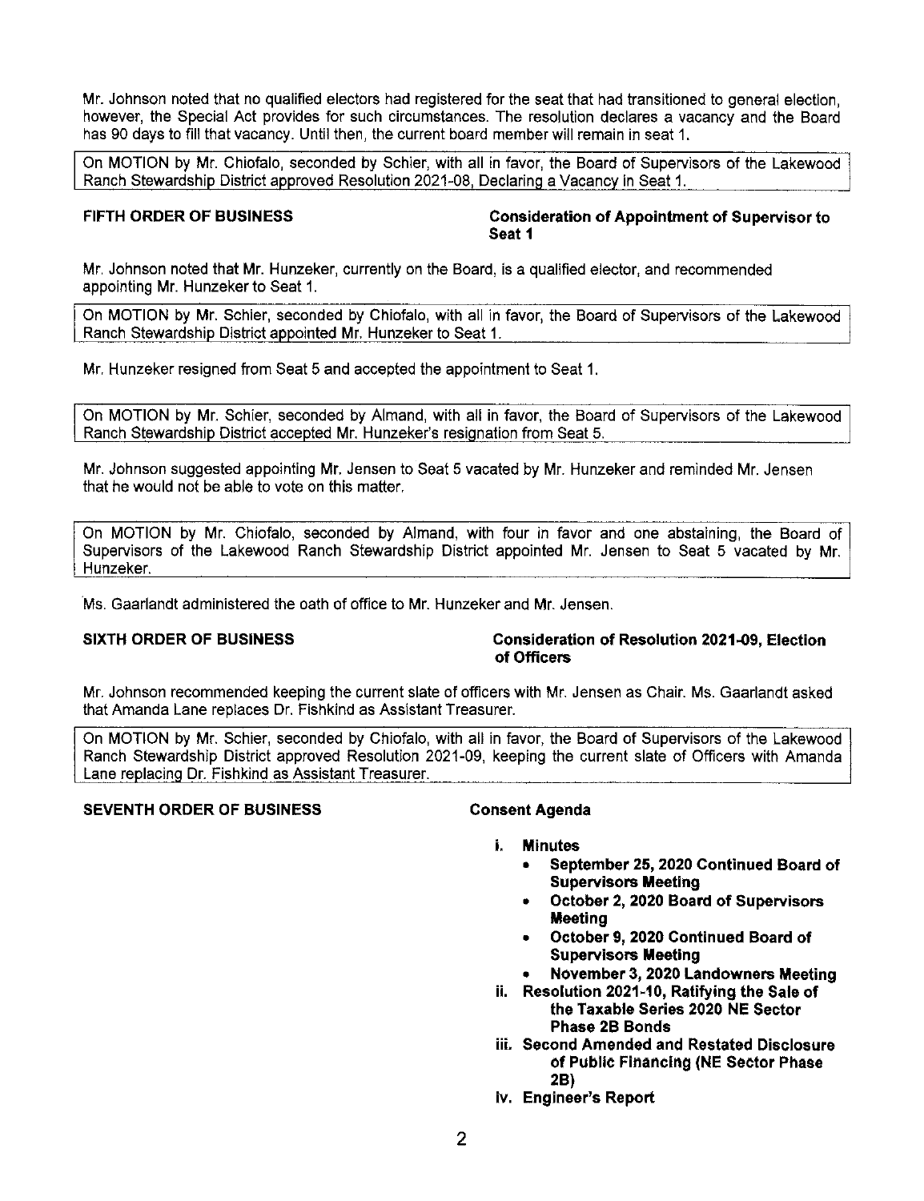Mr. Johnson noted that no qualified electors had registered for the seat that had transitioned to general election, however, the Special Act provides for such circumstances. The resolution declares a vacancy and the Board has 90 days to fill that vacancy. Until then, the current board member will remain in seat 1.

> On MOTION by Mr. Chiofalo, seconded by Schier, with all in favor, the Board of Supervisors of the Lakewood Ranch Stewardship District approved Resolution 2021-08, Declaring a Vacancy in Seat 1.

**FIFTH ORDER OF BUSINESS** **Consideration of Appointment of Supervisor to Seat 1**

Mr. Johnson noted that Mr. Hunzeker, currently on the Board, is a qualified elector, and recommended appointing Mr. Hunzeker to Seat 1.

> On MOTION by Mr. Schier, seconded by Chiofalo, with all in favor, the Board of Supervisors of the Lakewood Ranch Stewardship District appointed Mr. Hunzeker to Seat 1.

Mr. Hunzeker resigned from Seat 5 and accepted the appointment to Seat 1.

> On MOTION by Mr. Schier, seconded by Almand, with all in favor, the Board of Supervisors of the Lakewood Ranch Stewardship District accepted Mr. Hunzeker's resignation from Seat 5.

Mr. Johnson suggested appointing Mr. Jensen to Seat 5 vacated by Mr. Hunzeker and reminded Mr. Jensen that he would not be able to vote on this matter.

> On MOTION by Mr. Chiofalo, seconded by Almand, with four in favor and one abstaining, the Board of Supervisors of the Lakewood Ranch Stewardship District appointed Mr. Jensen to Seat 5 vacated by Mr. Hunzeker.

Ms. Gaarlandt administered the oath of office to Mr. Hunzeker and Mr. Jensen.

**SIXTH ORDER OF BUSINESS** **Consideration of Resolution 2021-09, Election of Officers**

Mr. Johnson recommended keeping the current slate of officers with Mr. Jensen as Chair. Ms. Gaarlandt asked that Amanda Lane replaces Dr. Fishkind as Assistant Treasurer.

> On MOTION by Mr. Schier, seconded by Chiofalo, with all in favor, the Board of Supervisors of the Lakewood Ranch Stewardship District approved Resolution 2021-09, keeping the current slate of Officers with Amanda Lane replacing Dr. Fishkind as Assistant Treasurer.

**SEVENTH ORDER OF BUSINESS** **Consent Agenda**

- **i. Minutes**
  - **September 25, 2020 Continued Board of Supervisors Meeting**
  - **October 2, 2020 Board of Supervisors Meeting**
  - **October 9, 2020 Continued Board of Supervisors Meeting**
  - **November 3, 2020 Landowners Meeting**
- **ii. Resolution 2021-10, Ratifying the Sale of the Taxable Series 2020 NE Sector Phase 2B Bonds**
- **iii. Second Amended and Restated Disclosure of Public Financing (NE Sector Phase 2B)**
- **iv. Engineer's Report**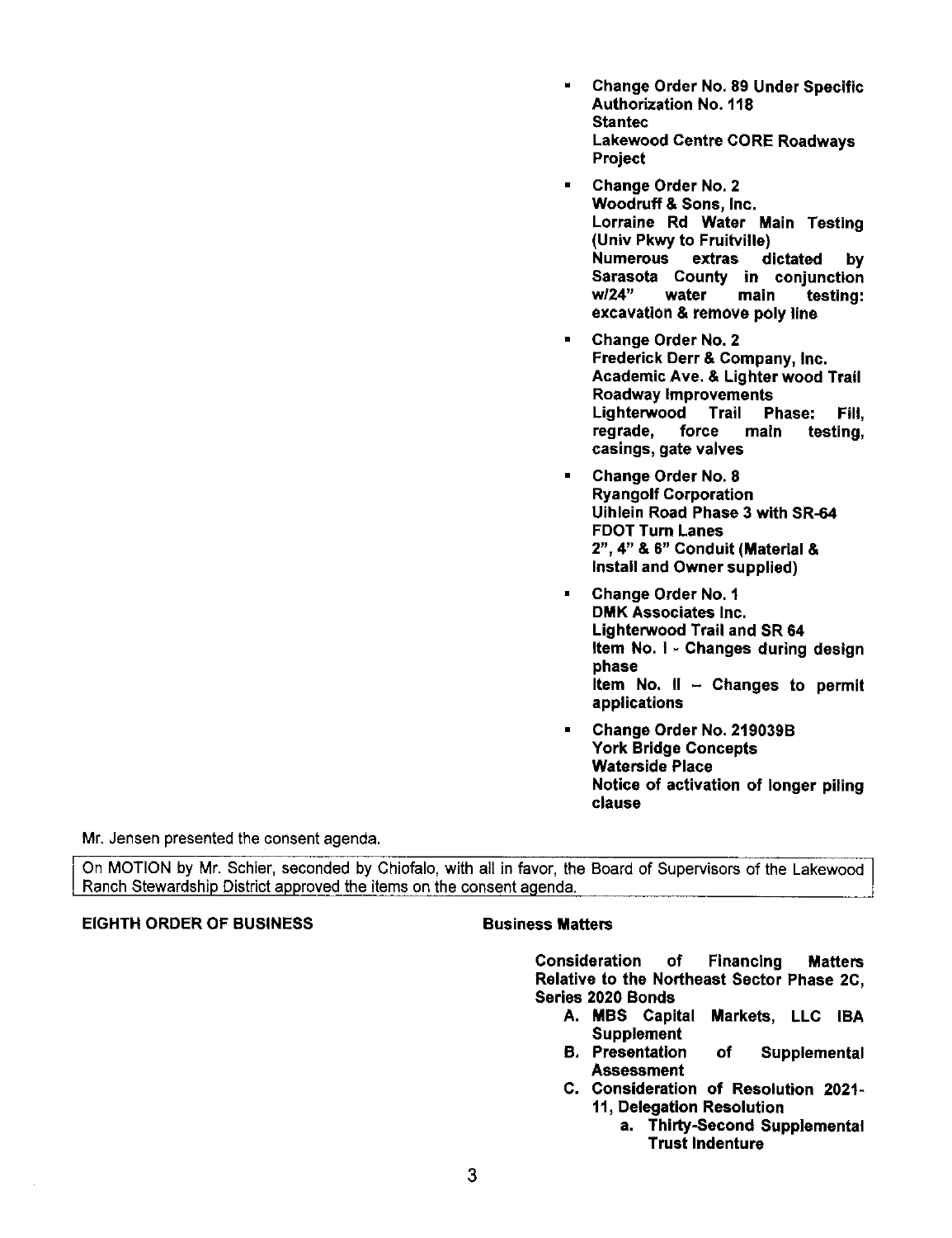- **Change Order No. 89 Under Specific Authorization No. 118**
  **Stantec**
  **Lakewood Centre CORE Roadways Project**
- **Change Order No. 2**
  **Woodruff & Sons, Inc.**
  **Lorraine Rd Water Main Testing (Univ Pkwy to Fruitville)**
  **Numerous extras dictated by Sarasota County in conjunction w/24" water main testing: excavation & remove poly line**
- **Change Order No. 2**
  **Frederick Derr & Company, Inc.**
  **Academic Ave. & Lighter wood Trail Roadway Improvements**
  **Lighterwood Trail Phase: Fill, regrade, force main testing, casings, gate valves**
- **Change Order No. 8**
  **Ryangolf Corporation**
  **Uihlein Road Phase 3 with SR-64 FDOT Turn Lanes**
  **2", 4" & 6" Conduit (Material & Install and Owner supplied)**
- **Change Order No. 1**
  **DMK Associates Inc.**
  **Lighterwood Trail and SR 64**
  **Item No. I - Changes during design phase**
  **Item No. II – Changes to permit applications**
- **Change Order No. 219039B**
  **York Bridge Concepts**
  **Waterside Place**
  **Notice of activation of longer piling clause**

Mr. Jensen presented the consent agenda.

> On MOTION by Mr. Schier, seconded by Chiofalo, with all in favor, the Board of Supervisors of the Lakewood Ranch Stewardship District approved the items on the consent agenda.

**EIGHTH ORDER OF BUSINESS** **Business Matters**

**Consideration of Financing Matters Relative to the Northeast Sector Phase 2C, Series 2020 Bonds**

A. **MBS Capital Markets, LLC IBA Supplement**
B. **Presentation of Supplemental Assessment**
C. **Consideration of Resolution 2021-11, Delegation Resolution**
    a. **Thirty-Second Supplemental Trust Indenture**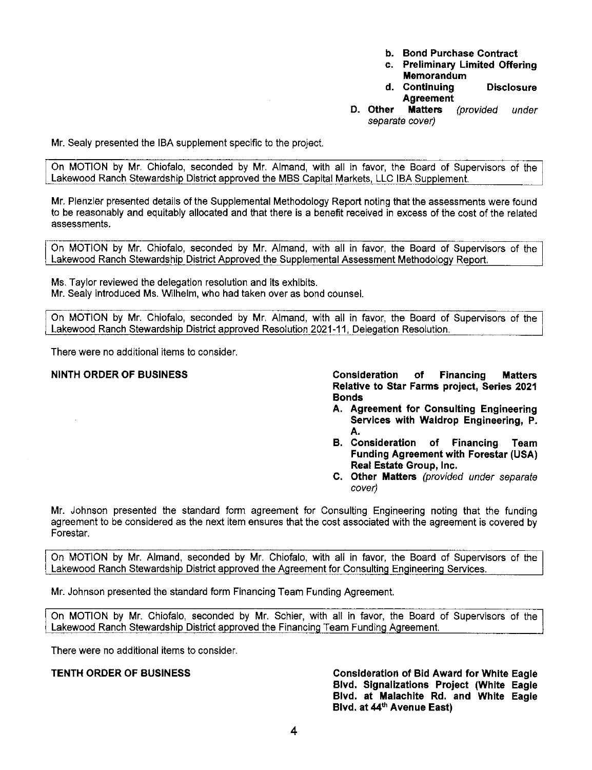b. **Bond Purchase Contract**
c. **Preliminary Limited Offering Memorandum**
d. **Continuing Disclosure Agreement**

D. **Other Matters** *(provided under separate cover)*

Mr. Sealy presented the IBA supplement specific to the project.

On MOTION by Mr. Chiofalo, seconded by Mr. Almand, with all in favor, the Board of Supervisors of the Lakewood Ranch Stewardship District approved the MBS Capital Markets, LLC IBA Supplement.

Mr. Plenzler presented details of the Supplemental Methodology Report noting that the assessments were found to be reasonably and equitably allocated and that there is a benefit received in excess of the cost of the related assessments.

On MOTION by Mr. Chiofalo, seconded by Mr. Almand, with all in favor, the Board of Supervisors of the Lakewood Ranch Stewardship District Approved the Supplemental Assessment Methodology Report.

Ms. Taylor reviewed the delegation resolution and its exhibits.
Mr. Sealy introduced Ms. Wilhelm, who had taken over as bond counsel.

On MOTION by Mr. Chiofalo, seconded by Mr. Almand, with all in favor, the Board of Supervisors of the Lakewood Ranch Stewardship District approved Resolution 2021-11, Delegation Resolution.

There were no additional items to consider.

**NINTH ORDER OF BUSINESS** — **Consideration of Financing Matters Relative to Star Farms project, Series 2021 Bonds**

A. **Agreement for Consulting Engineering Services with Waldrop Engineering, P. A.**
B. **Consideration of Financing Team Funding Agreement with Forestar (USA) Real Estate Group, Inc.**
C. **Other Matters** *(provided under separate cover)*

Mr. Johnson presented the standard form agreement for Consulting Engineering noting that the funding agreement to be considered as the next item ensures that the cost associated with the agreement is covered by Forestar.

On MOTION by Mr. Almand, seconded by Mr. Chiofalo, with all in favor, the Board of Supervisors of the Lakewood Ranch Stewardship District approved the Agreement for Consulting Engineering Services.

Mr. Johnson presented the standard form Financing Team Funding Agreement.

On MOTION by Mr. Chiofalo, seconded by Mr. Schier, with all in favor, the Board of Supervisors of the Lakewood Ranch Stewardship District approved the Financing Team Funding Agreement.

There were no additional items to consider.

**TENTH ORDER OF BUSINESS** — **Consideration of Bid Award for White Eagle Blvd. Signalizations Project (White Eagle Blvd. at Malachite Rd. and White Eagle Blvd. at 44th Avenue East)**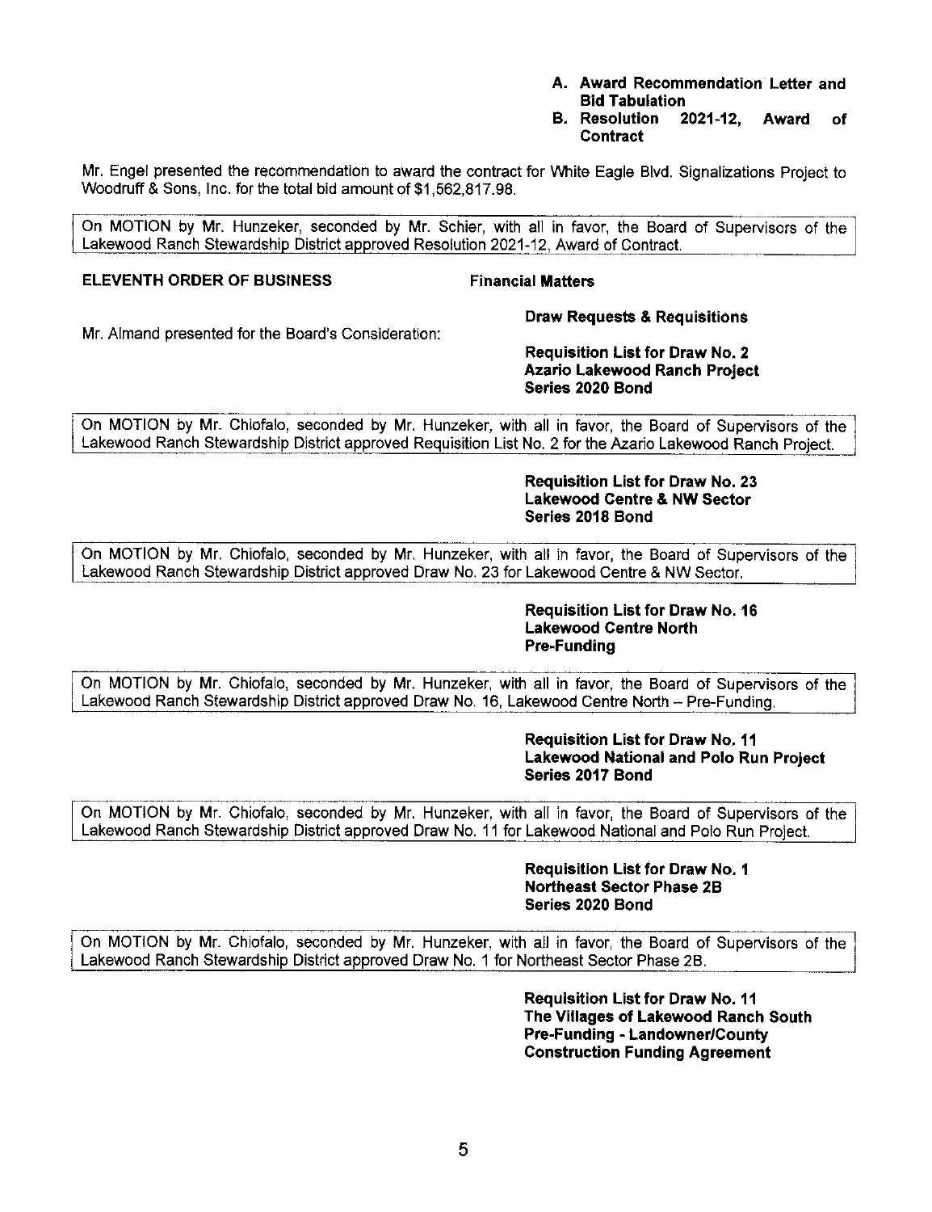A. **Award Recommendation Letter and Bid Tabulation**
B. **Resolution 2021-12, Award of Contract**

Mr. Engel presented the recommendation to award the contract for White Eagle Blvd. Signalizations Project to Woodruff & Sons, Inc. for the total bid amount of $1,562,817.98.

On MOTION by Mr. Hunzeker, seconded by Mr. Schier, with all in favor, the Board of Supervisors of the Lakewood Ranch Stewardship District approved Resolution 2021-12, Award of Contract.

**ELEVENTH ORDER OF BUSINESS** **Financial Matters**

**Draw Requests & Requisitions**

Mr. Almand presented for the Board's Consideration:

**Requisition List for Draw No. 2**
**Azario Lakewood Ranch Project**
**Series 2020 Bond**

On MOTION by Mr. Chiofalo, seconded by Mr. Hunzeker, with all in favor, the Board of Supervisors of the Lakewood Ranch Stewardship District approved Requisition List No. 2 for the Azario Lakewood Ranch Project.

**Requisition List for Draw No. 23**
**Lakewood Centre & NW Sector**
**Series 2018 Bond**

On MOTION by Mr. Chiofalo, seconded by Mr. Hunzeker, with all in favor, the Board of Supervisors of the Lakewood Ranch Stewardship District approved Draw No. 23 for Lakewood Centre & NW Sector.

**Requisition List for Draw No. 16**
**Lakewood Centre North**
**Pre-Funding**

On MOTION by Mr. Chiofalo, seconded by Mr. Hunzeker, with all in favor, the Board of Supervisors of the Lakewood Ranch Stewardship District approved Draw No. 16, Lakewood Centre North – Pre-Funding.

**Requisition List for Draw No. 11**
**Lakewood National and Polo Run Project**
**Series 2017 Bond**

On MOTION by Mr. Chiofalo, seconded by Mr. Hunzeker, with all in favor, the Board of Supervisors of the Lakewood Ranch Stewardship District approved Draw No. 11 for Lakewood National and Polo Run Project.

**Requisition List for Draw No. 1**
**Northeast Sector Phase 2B**
**Series 2020 Bond**

On MOTION by Mr. Chiofalo, seconded by Mr. Hunzeker, with all in favor, the Board of Supervisors of the Lakewood Ranch Stewardship District approved Draw No. 1 for Northeast Sector Phase 2B.

**Requisition List for Draw No. 11**
**The Villages of Lakewood Ranch South**
**Pre-Funding - Landowner/County**
**Construction Funding Agreement**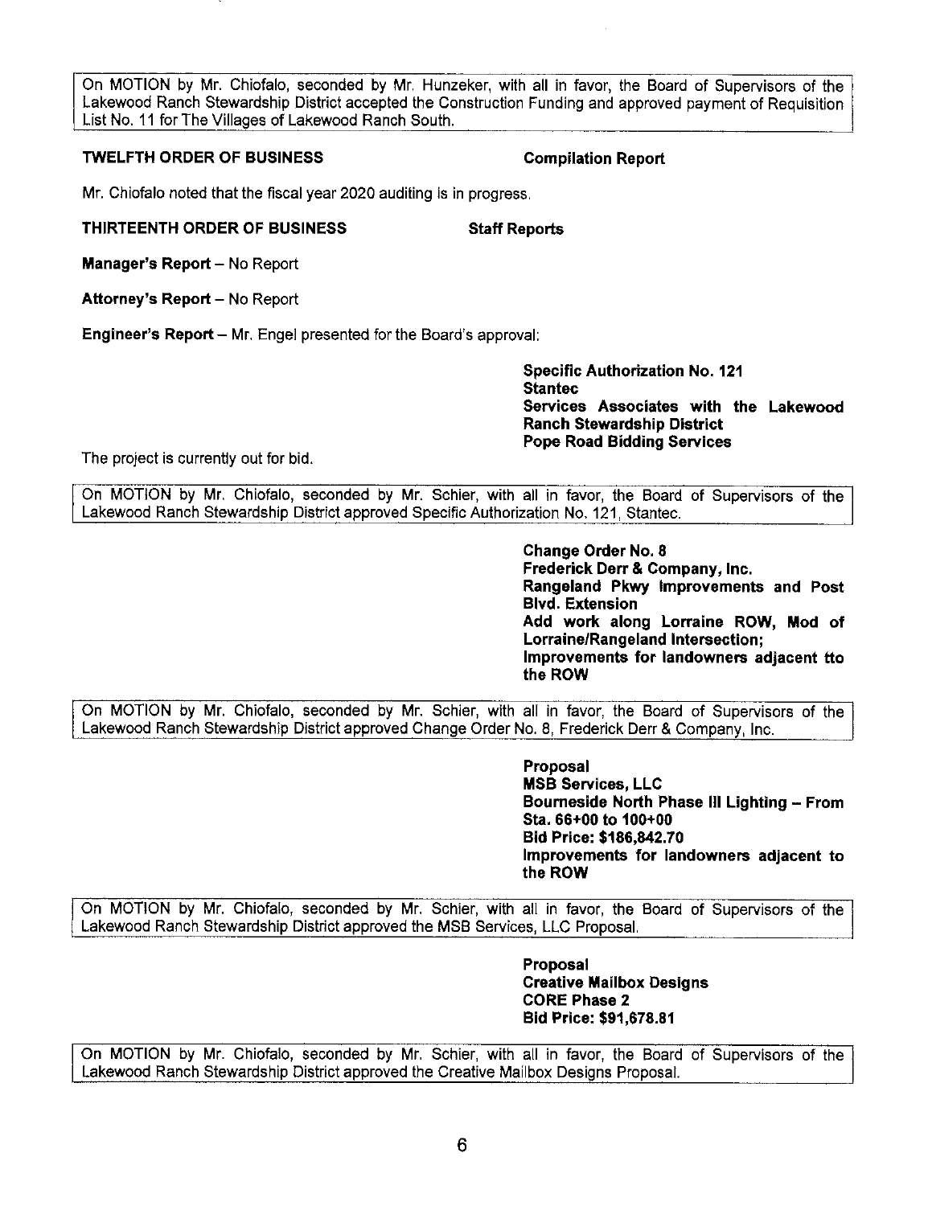On MOTION by Mr. Chiofalo, seconded by Mr. Hunzeker, with all in favor, the Board of Supervisors of the Lakewood Ranch Stewardship District accepted the Construction Funding and approved payment of Requisition List No. 11 for The Villages of Lakewood Ranch South.

**TWELFTH ORDER OF BUSINESS** **Compilation Report**

Mr. Chiofalo noted that the fiscal year 2020 auditing is in progress.

**THIRTEENTH ORDER OF BUSINESS** **Staff Reports**

**Manager's Report** – No Report

**Attorney's Report** – No Report

**Engineer's Report** – Mr. Engel presented for the Board's approval:

**Specific Authorization No. 121**
**Stantec**
**Services Associates with the Lakewood Ranch Stewardship District**
**Pope Road Bidding Services**

The project is currently out for bid.

On MOTION by Mr. Chiofalo, seconded by Mr. Schier, with all in favor, the Board of Supervisors of the Lakewood Ranch Stewardship District approved Specific Authorization No. 121, Stantec.

**Change Order No. 8**
**Frederick Derr & Company, Inc.**
**Rangeland Pkwy Improvements and Post Blvd. Extension**
**Add work along Lorraine ROW, Mod of Lorraine/Rangeland Intersection;**
**Improvements for landowners adjacent tto the ROW**

On MOTION by Mr. Chiofalo, seconded by Mr. Schier, with all in favor, the Board of Supervisors of the Lakewood Ranch Stewardship District approved Change Order No. 8, Frederick Derr & Company, Inc.

**Proposal**
**MSB Services, LLC**
**Bourneside North Phase III Lighting – From Sta. 66+00 to 100+00**
**Bid Price: $186,842.70**
**Improvements for landowners adjacent to the ROW**

On MOTION by Mr. Chiofalo, seconded by Mr. Schier, with all in favor, the Board of Supervisors of the Lakewood Ranch Stewardship District approved the MSB Services, LLC Proposal.

**Proposal**
**Creative Mailbox Designs**
**CORE Phase 2**
**Bid Price: $91,678.81**

On MOTION by Mr. Chiofalo, seconded by Mr. Schier, with all in favor, the Board of Supervisors of the Lakewood Ranch Stewardship District approved the Creative Mailbox Designs Proposal.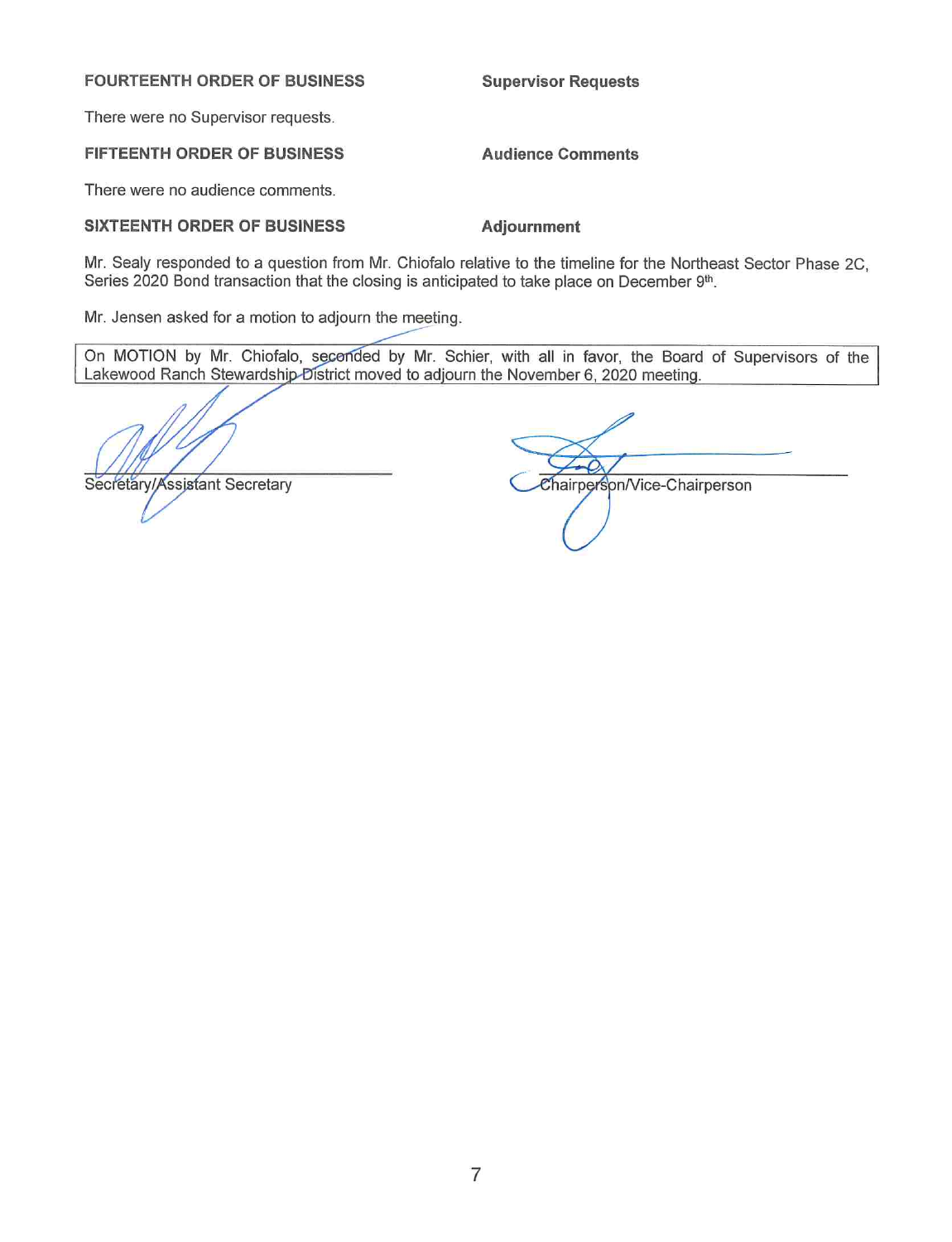**FOURTEENTH ORDER OF BUSINESS** **Supervisor Requests**

There were no Supervisor requests.

**FIFTEENTH ORDER OF BUSINESS** **Audience Comments**

There were no audience comments.

**SIXTEENTH ORDER OF BUSINESS** **Adjournment**

Mr. Sealy responded to a question from Mr. Chiofalo relative to the timeline for the Northeast Sector Phase 2C, Series 2020 Bond transaction that the closing is anticipated to take place on December 9th.

Mr. Jensen asked for a motion to adjourn the meeting.

On MOTION by Mr. Chiofalo, seconded by Mr. Schier, with all in favor, the Board of Supervisors of the Lakewood Ranch Stewardship District moved to adjourn the November 6, 2020 meeting.

Secretary/Assistant Secretary

Chairperson/Vice-Chairperson